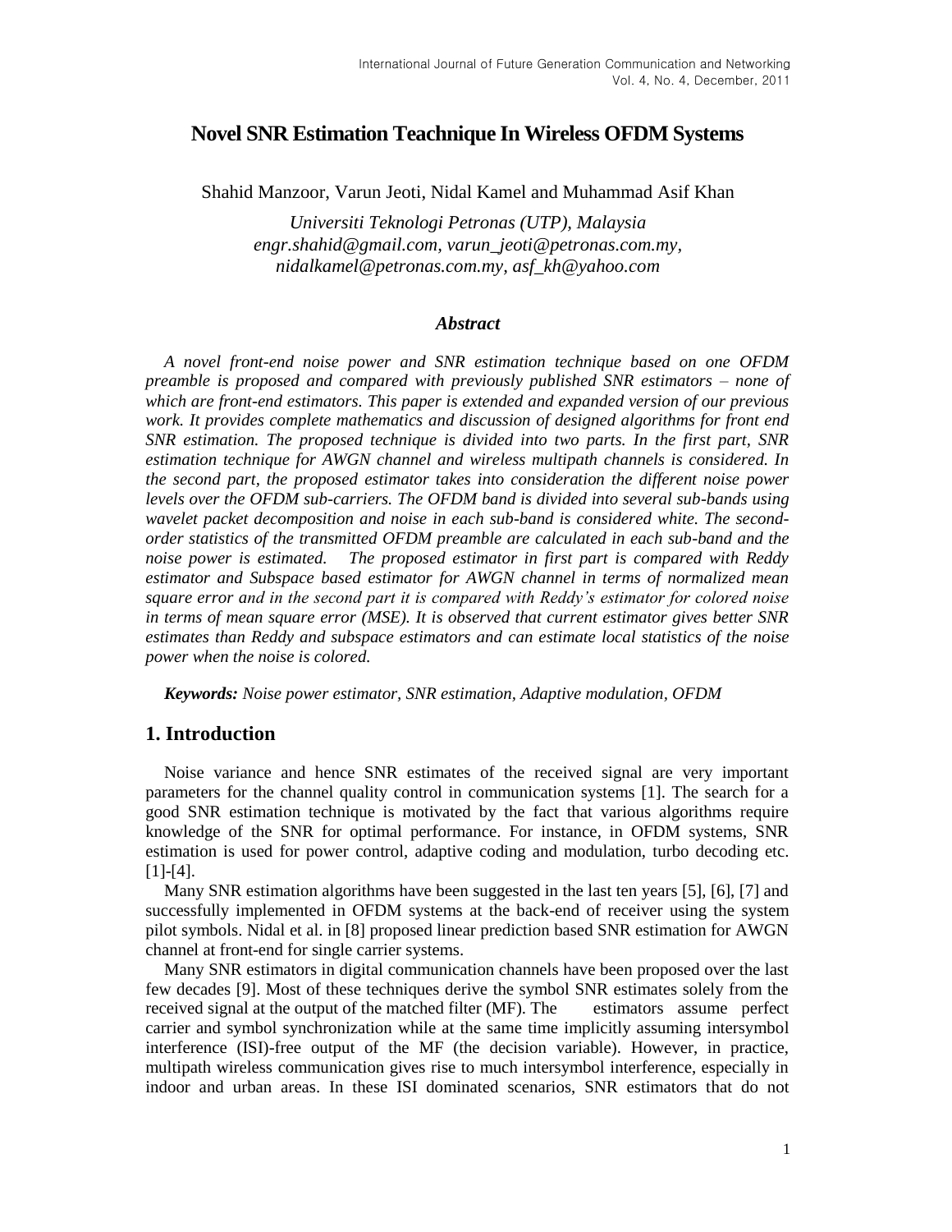# Novel SNR Estimation Teachnique In Wireless OFDM Systems

Shahid Manzoor, Varun Jeoti, Nidal Kamel and Muhammad Asif Khan

*Universiti Teknologi Petronas (UTP), Malaysia*
*engr.shahid@gmail.com, varun_jeoti@petronas.com.my, nidalkamel@petronas.com.my, asf_kh@yahoo.com*

### *Abstract*

*A novel front-end noise power and SNR estimation technique based on one OFDM preamble is proposed and compared with previously published SNR estimators – none of which are front-end estimators. This paper is extended and expanded version of our previous work. It provides complete mathematics and discussion of designed algorithms for front end SNR estimation. The proposed technique is divided into two parts. In the first part, SNR estimation technique for AWGN channel and wireless multipath channels is considered. In the second part, the proposed estimator takes into consideration the different noise power levels over the OFDM sub-carriers. The OFDM band is divided into several sub-bands using wavelet packet decomposition and noise in each sub-band is considered white. The second-order statistics of the transmitted OFDM preamble are calculated in each sub-band and the noise power is estimated. The proposed estimator in first part is compared with Reddy estimator and Subspace based estimator for AWGN channel in terms of normalized mean square error and in the second part it is compared with Reddy's estimator for colored noise in terms of mean square error (MSE). It is observed that current estimator gives better SNR estimates than Reddy and subspace estimators and can estimate local statistics of the noise power when the noise is colored.*

***Keywords:*** *Noise power estimator, SNR estimation, Adaptive modulation, OFDM*

## 1. Introduction

Noise variance and hence SNR estimates of the received signal are very important parameters for the channel quality control in communication systems [1]. The search for a good SNR estimation technique is motivated by the fact that various algorithms require knowledge of the SNR for optimal performance. For instance, in OFDM systems, SNR estimation is used for power control, adaptive coding and modulation, turbo decoding etc. [1]-[4].

Many SNR estimation algorithms have been suggested in the last ten years [5], [6], [7] and successfully implemented in OFDM systems at the back-end of receiver using the system pilot symbols. Nidal et al. in [8] proposed linear prediction based SNR estimation for AWGN channel at front-end for single carrier systems.

Many SNR estimators in digital communication channels have been proposed over the last few decades [9]. Most of these techniques derive the symbol SNR estimates solely from the received signal at the output of the matched filter (MF). The estimators assume perfect carrier and symbol synchronization while at the same time implicitly assuming intersymbol interference (ISI)-free output of the MF (the decision variable). However, in practice, multipath wireless communication gives rise to much intersymbol interference, especially in indoor and urban areas. In these ISI dominated scenarios, SNR estimators that do not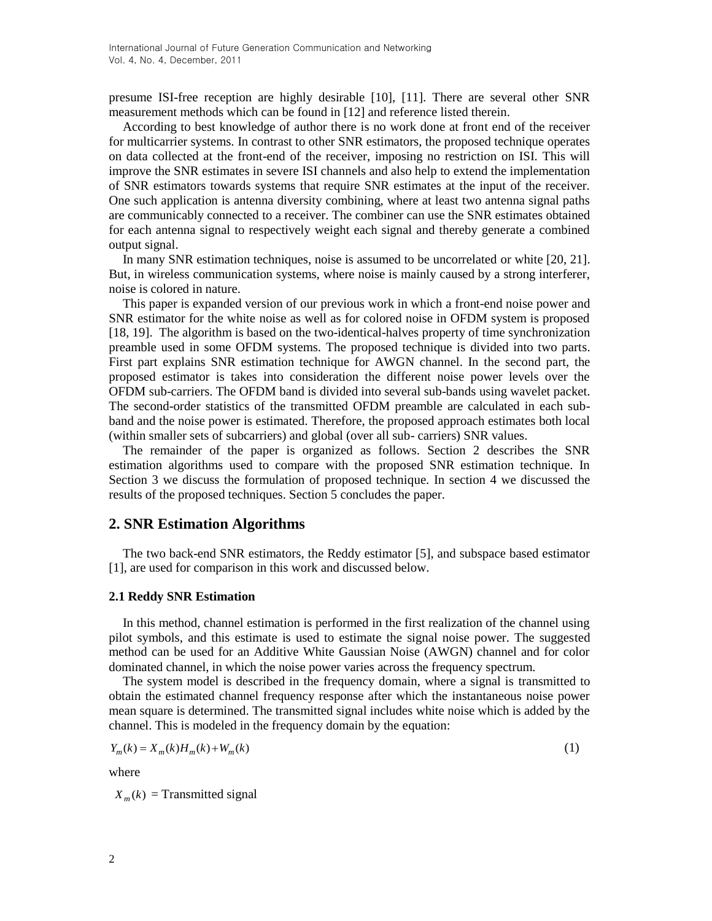presume ISI-free reception are highly desirable [10], [11]. There are several other SNR measurement methods which can be found in [12] and reference listed therein.

According to best knowledge of author there is no work done at front end of the receiver for multicarrier systems. In contrast to other SNR estimators, the proposed technique operates on data collected at the front-end of the receiver, imposing no restriction on ISI. This will improve the SNR estimates in severe ISI channels and also help to extend the implementation of SNR estimators towards systems that require SNR estimates at the input of the receiver. One such application is antenna diversity combining, where at least two antenna signal paths are communicably connected to a receiver. The combiner can use the SNR estimates obtained for each antenna signal to respectively weight each signal and thereby generate a combined output signal.

In many SNR estimation techniques, noise is assumed to be uncorrelated or white [20, 21]. But, in wireless communication systems, where noise is mainly caused by a strong interferer, noise is colored in nature.

This paper is expanded version of our previous work in which a front-end noise power and SNR estimator for the white noise as well as for colored noise in OFDM system is proposed [18, 19]. The algorithm is based on the two-identical-halves property of time synchronization preamble used in some OFDM systems. The proposed technique is divided into two parts. First part explains SNR estimation technique for AWGN channel. In the second part, the proposed estimator is takes into consideration the different noise power levels over the OFDM sub-carriers. The OFDM band is divided into several sub-bands using wavelet packet. The second-order statistics of the transmitted OFDM preamble are calculated in each sub-band and the noise power is estimated. Therefore, the proposed approach estimates both local (within smaller sets of subcarriers) and global (over all sub- carriers) SNR values.

The remainder of the paper is organized as follows. Section 2 describes the SNR estimation algorithms used to compare with the proposed SNR estimation technique. In Section 3 we discuss the formulation of proposed technique. In section 4 we discussed the results of the proposed techniques. Section 5 concludes the paper.

## 2. SNR Estimation Algorithms

The two back-end SNR estimators, the Reddy estimator [5], and subspace based estimator [1], are used for comparison in this work and discussed below.

### 2.1 Reddy SNR Estimation

In this method, channel estimation is performed in the first realization of the channel using pilot symbols, and this estimate is used to estimate the signal noise power. The suggested method can be used for an Additive White Gaussian Noise (AWGN) channel and for color dominated channel, in which the noise power varies across the frequency spectrum.

The system model is described in the frequency domain, where a signal is transmitted to obtain the estimated channel frequency response after which the instantaneous noise power mean square is determined. The transmitted signal includes white noise which is added by the channel. This is modeled in the frequency domain by the equation:

$$Y_m(k) = X_m(k)H_m(k) + W_m(k) \tag{1}$$

where

$X_m(k)$ = Transmitted signal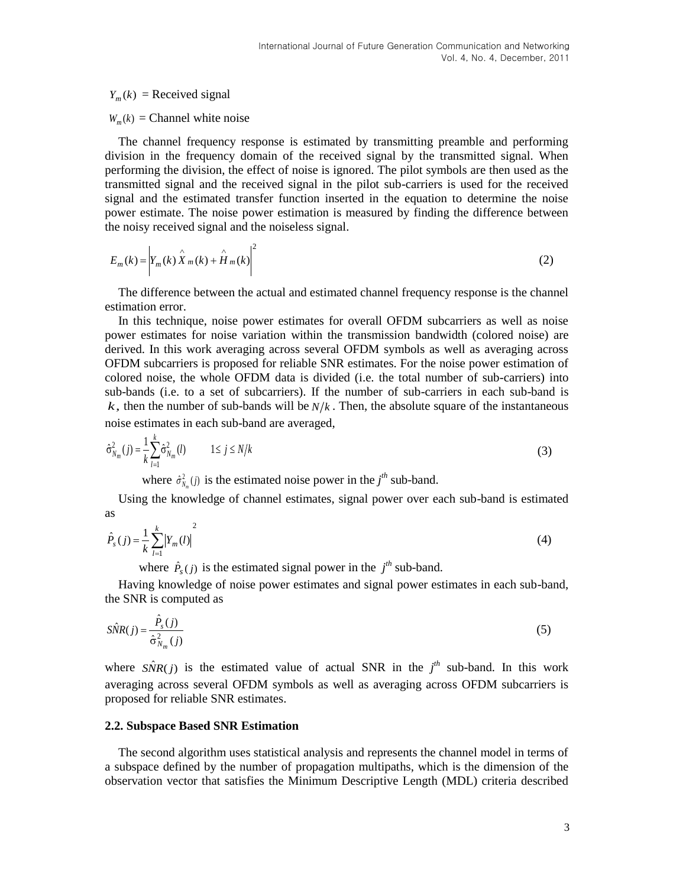$Y_m(k)$ = Received signal

$W_m(k)$ = Channel white noise

The channel frequency response is estimated by transmitting preamble and performing division in the frequency domain of the received signal by the transmitted signal. When performing the division, the effect of noise is ignored. The pilot symbols are then used as the transmitted signal and the received signal in the pilot sub-carriers is used for the received signal and the estimated transfer function inserted in the equation to determine the noise power estimate. The noise power estimation is measured by finding the difference between the noisy received signal and the noiseless signal.

$$E_m(k) = \left| Y_m(k) \hat{X}_m(k) + \hat{H}_m(k) \right|^2 \tag{2}$$

The difference between the actual and estimated channel frequency response is the channel estimation error.

In this technique, noise power estimates for overall OFDM subcarriers as well as noise power estimates for noise variation within the transmission bandwidth (colored noise) are derived. In this work averaging across several OFDM symbols as well as averaging across OFDM subcarriers is proposed for reliable SNR estimates. For the noise power estimation of colored noise, the whole OFDM data is divided (i.e. the total number of sub-carriers) into sub-bands (i.e. to a set of subcarriers). If the number of sub-carriers in each sub-band is $k$, then the number of sub-bands will be $N/k$. Then, the absolute square of the instantaneous noise estimates in each sub-band are averaged,

$$\hat{\sigma}^2_{N_m}(j) = \frac{1}{k}\sum_{l=1}^{k} \hat{\sigma}^2_{N_m}(l) \qquad 1 \le j \le N/k \tag{3}$$

where $\hat{\sigma}^2_{N_m}(j)$ is the estimated noise power in the $j^{th}$ sub-band.

Using the knowledge of channel estimates, signal power over each sub-band is estimated as

$$\hat{P}_s(j) = \frac{1}{k}\sum_{l=1}^{k} \left| Y_m(l) \right|^2 \tag{4}$$

where $\hat{P}_s(j)$ is the estimated signal power in the $j^{th}$ sub-band.

Having knowledge of noise power estimates and signal power estimates in each sub-band, the SNR is computed as

$$S\hat{N}R(j) = \frac{\hat{P}_s(j)}{\hat{\sigma}^2_{N_m}(j)} \tag{5}$$

where $S\hat{N}R(j)$ is the estimated value of actual SNR in the $j^{th}$ sub-band. In this work averaging across several OFDM symbols as well as averaging across OFDM subcarriers is proposed for reliable SNR estimates.

### 2.2. Subspace Based SNR Estimation

The second algorithm uses statistical analysis and represents the channel model in terms of a subspace defined by the number of propagation multipaths, which is the dimension of the observation vector that satisfies the Minimum Descriptive Length (MDL) criteria described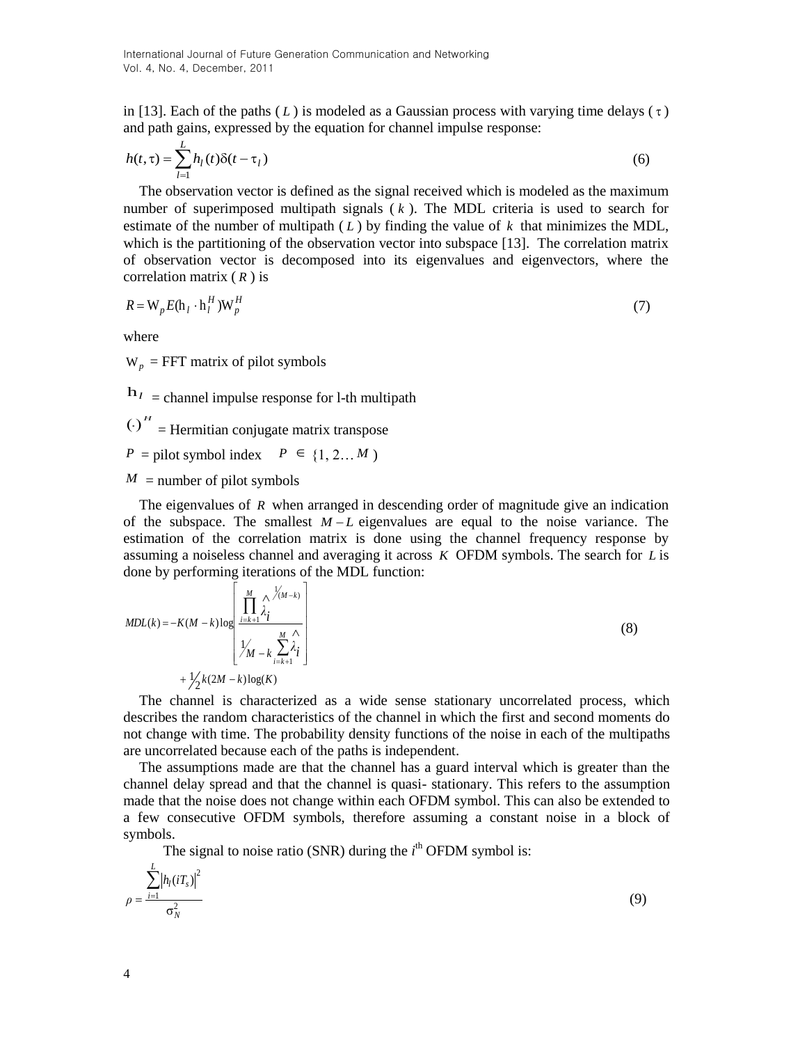in [13]. Each of the paths ( $L$ ) is modeled as a Gaussian process with varying time delays ( $\tau$ ) and path gains, expressed by the equation for channel impulse response:

$$h(t,\tau) = \sum_{l=1}^{L} h_l(t)\delta(t-\tau_l) \tag{6}$$

The observation vector is defined as the signal received which is modeled as the maximum number of superimposed multipath signals ( $k$ ). The MDL criteria is used to search for estimate of the number of multipath ( $L$ ) by finding the value of $k$ that minimizes the MDL, which is the partitioning of the observation vector into subspace [13]. The correlation matrix of observation vector is decomposed into its eigenvalues and eigenvectors, where the correlation matrix ( $R$ ) is

$$R = \mathrm{W}_p E(\mathrm{h}_l \cdot \mathrm{h}_l^H)\mathrm{W}_p^H \tag{7}$$

where

$\mathrm{W}_p$ = FFT matrix of pilot symbols

$\mathbf{h}_l$ = channel impulse response for l-th multipath

$(\cdot)^H$ = Hermitian conjugate matrix transpose

$P$ = pilot symbol index $P \in \{1, 2 \ldots M\}$

$M$ = number of pilot symbols

The eigenvalues of $R$ when arranged in descending order of magnitude give an indication of the subspace. The smallest $M-L$ eigenvalues are equal to the noise variance. The estimation of the correlation matrix is done using the channel frequency response by assuming a noiseless channel and averaging it across $K$ OFDM symbols. The search for $L$ is done by performing iterations of the MDL function:

$$MDL(k) = -K(M-k)\log\left[\frac{\prod_{i=k+1}^{M}\hat{\lambda}_i^{\,1/(M-k)}}{\frac{1}{M-k}\sum_{i=k+1}^{M}\hat{\lambda}_i}\right] + \frac{1}{2}k(2M-k)\log(K) \tag{8}$$

The channel is characterized as a wide sense stationary uncorrelated process, which describes the random characteristics of the channel in which the first and second moments do not change with time. The probability density functions of the noise in each of the multipaths are uncorrelated because each of the paths is independent.

The assumptions made are that the channel has a guard interval which is greater than the channel delay spread and that the channel is quasi- stationary. This refers to the assumption made that the noise does not change within each OFDM symbol. This can also be extended to a few consecutive OFDM symbols, therefore assuming a constant noise in a block of symbols.

The signal to noise ratio (SNR) during the $i^{\text{th}}$ OFDM symbol is:

$$\rho = \frac{\sum_{i=1}^{L}\left|h_l(iT_s)\right|^2}{\sigma_N^2} \tag{9}$$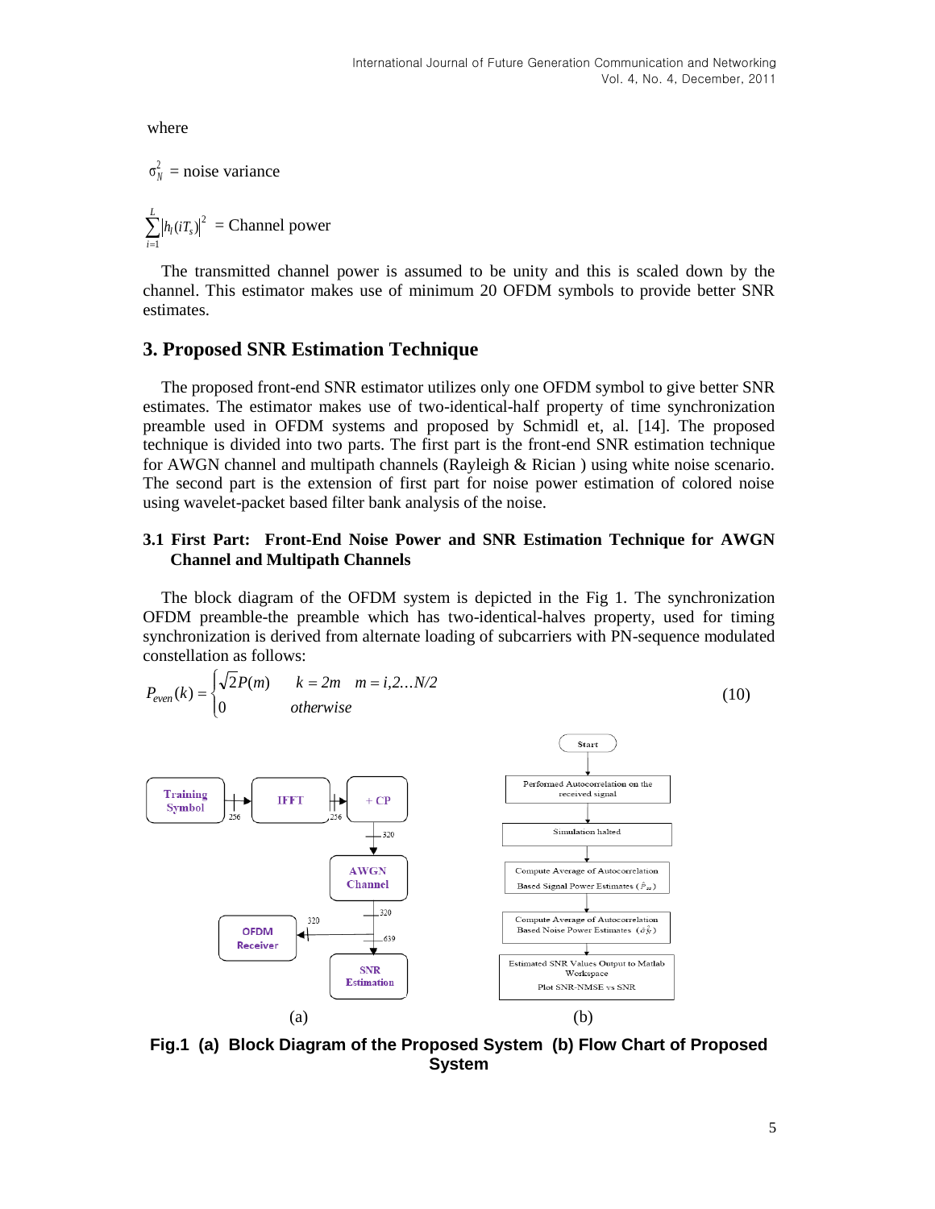where

$\sigma_N^2$ = noise variance

$\sum_{i=1}^{L} |h_l(iT_s)|^2$ = Channel power

The transmitted channel power is assumed to be unity and this is scaled down by the channel. This estimator makes use of minimum 20 OFDM symbols to provide better SNR estimates.

## 3. Proposed SNR Estimation Technique

The proposed front-end SNR estimator utilizes only one OFDM symbol to give better SNR estimates. The estimator makes use of two-identical-half property of time synchronization preamble used in OFDM systems and proposed by Schmidl et, al. [14]. The proposed technique is divided into two parts. The first part is the front-end SNR estimation technique for AWGN channel and multipath channels (Rayleigh & Rician ) using white noise scenario. The second part is the extension of first part for noise power estimation of colored noise using wavelet-packet based filter bank analysis of the noise.

### 3.1 First Part: Front-End Noise Power and SNR Estimation Technique for AWGN Channel and Multipath Channels

The block diagram of the OFDM system is depicted in the Fig 1. The synchronization OFDM preamble-the preamble which has two-identical-halves property, used for timing synchronization is derived from alternate loading of subcarriers with PN-sequence modulated constellation as follows:

$$P_{even}(k) = \begin{cases} \sqrt{2}P(m) & k = 2m \quad m = i,2...N/2 \\ 0 & otherwise \end{cases} \tag{10}$$

Training Symbol
256
IFFT
256
+ CP
320
AWGN Channel
320
320
639
OFDM Receiver
SNR Estimation

(a)

Start
Performed Autocorrelation on the received signal
Simulation halted
Compute Average of Autocorrelation Based Signal Power Estimates ($\hat{P}_{ss}$)
Compute Average of Autocorrelation Based Noise Power Estimates ($\hat{\sigma}_N^2$)
Estimated SNR Values Output to Matlab Workspace
Plot SNR-NMSE vs SNR

(b)

**Fig.1 (a) Block Diagram of the Proposed System (b) Flow Chart of Proposed System**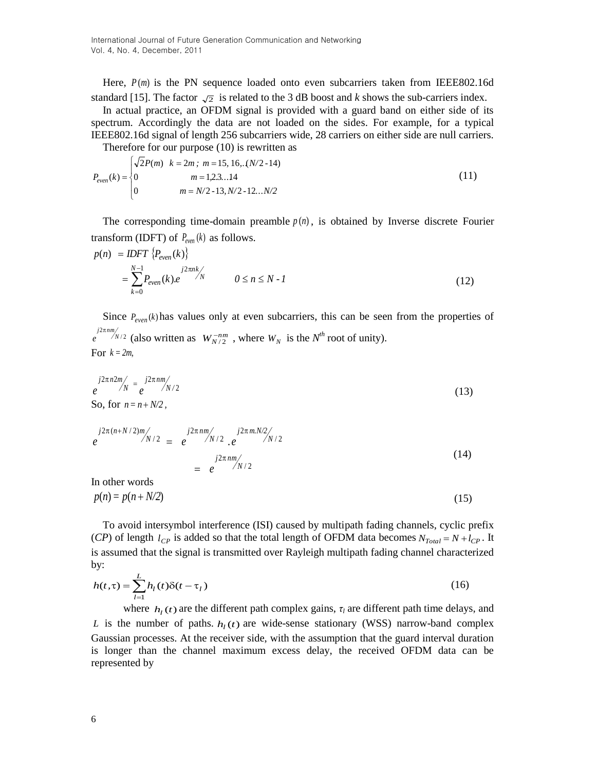Here, $P(m)$ is the PN sequence loaded onto even subcarriers taken from IEEE802.16d standard [15]. The factor $\sqrt{2}$ is related to the 3 dB boost and *k* shows the sub-carriers index.

In actual practice, an OFDM signal is provided with a guard band on either side of its spectrum. Accordingly the data are not loaded on the sides. For example, for a typical IEEE802.16d signal of length 256 subcarriers wide, 28 carriers on either side are null carriers.

Therefore for our purpose (10) is rewritten as

$$P_{even}(k) = \begin{cases} \sqrt{2}P(m) & k = 2m\,;\; m = 15, 16, ..(N/2 - 14) \\ 0 & m = 1,2,3\ldots14 \\ 0 & m = N/2 - 13, N/2 - 12\ldots N/2 \end{cases} \tag{11}$$

The corresponding time-domain preamble $p(n)$, is obtained by Inverse discrete Fourier transform (IDFT) of $P_{even}(k)$ as follows.

$$\begin{aligned} p(n) &= IDFT\,\{P_{even}(k)\} \\ &= \sum_{k=0}^{N-1} P_{even}(k).e^{j2\pi nk/N} \qquad 0 \le n \le N-1 \end{aligned} \tag{12}$$

Since $P_{even}(k)$ has values only at even subcarriers, this can be seen from the properties of $e^{j2\pi nm/N/2}$ (also written as $W_{N/2}^{-nm}$, where $W_N$ is the $N^{th}$ root of unity).

For $k = 2m$,

$$e^{j2\pi n2m/N} = e^{j2\pi nm/N/2} \tag{13}$$

So, for $n = n + N/2$,

$$\begin{aligned} e^{j2\pi(n+N/2)m/N/2} &= e^{j2\pi nm/N/2}.e^{j2\pi m.N/2/N/2} \\ &= e^{j2\pi nm/N/2} \end{aligned} \tag{14}$$

In other words

$$p(n) = p(n + N/2) \tag{15}$$

To avoid intersymbol interference (ISI) caused by multipath fading channels, cyclic prefix (*CP*) of length $l_{CP}$ is added so that the total length of OFDM data becomes $N_{Total} = N + l_{CP}$. It is assumed that the signal is transmitted over Rayleigh multipath fading channel characterized by:

$$h(t,\tau) = \sum_{l=1}^{L} h_l(t)\delta(t - \tau_l) \tag{16}$$

where $h_l(t)$ are the different path complex gains, $\tau_l$ are different path time delays, and $L$ is the number of paths. $h_l(t)$ are wide-sense stationary (WSS) narrow-band complex Gaussian processes. At the receiver side, with the assumption that the guard interval duration is longer than the channel maximum excess delay, the received OFDM data can be represented by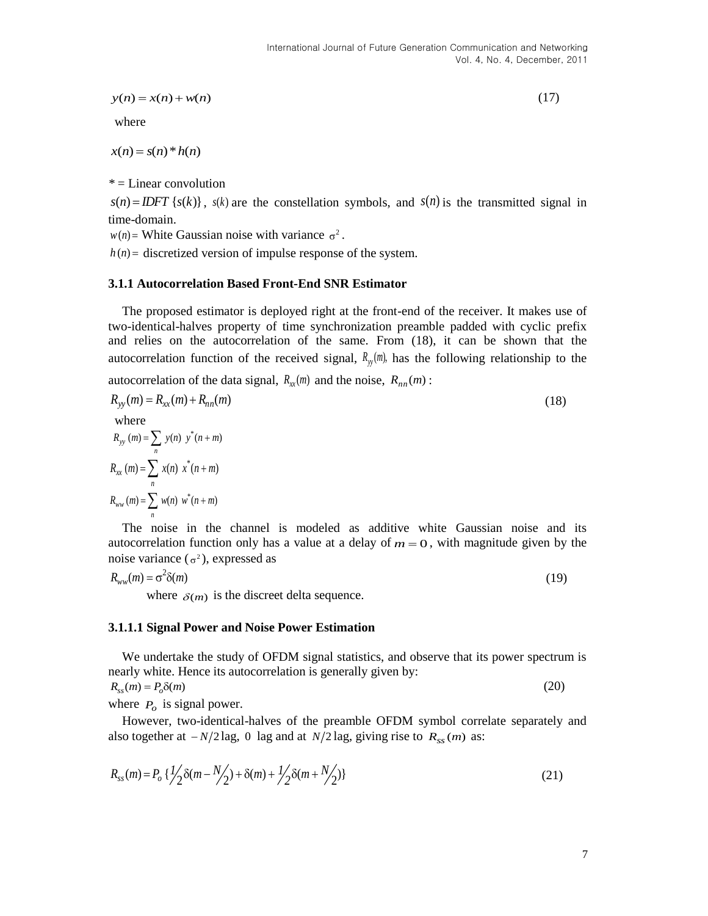$$y(n) = x(n) + w(n) \tag{17}$$

where

$$x(n) = s(n) * h(n)$$

* = Linear convolution

$s(n) = IDFT\,\{s(k)\}$, $s(k)$ are the constellation symbols, and $s(n)$ is the transmitted signal in time-domain.

$w(n) =$ White Gaussian noise with variance $\sigma^2$.

$h(n) =$ discretized version of impulse response of the system.

### 3.1.1 Autocorrelation Based Front-End SNR Estimator

The proposed estimator is deployed right at the front-end of the receiver. It makes use of two-identical-halves property of time synchronization preamble padded with cyclic prefix and relies on the autocorrelation of the same. From (18), it can be shown that the autocorrelation function of the received signal, $R_{yy}(m)$, has the following relationship to the autocorrelation of the data signal, $R_{xx}(m)$ and the noise, $R_{nn}(m)$:

$$R_{yy}(m) = R_{xx}(m) + R_{nn}(m) \tag{18}$$

where

$$R_{yy}(m) = \sum_n y(n)\; y^*(n+m)$$

$$R_{xx}(m) = \sum_n x(n)\; x^*(n+m)$$

$$R_{ww}(m) = \sum_n w(n)\; w^*(n+m)$$

The noise in the channel is modeled as additive white Gaussian noise and its autocorrelation function only has a value at a delay of $m = 0$, with magnitude given by the noise variance ($\sigma^2$), expressed as

$$R_{ww}(m) = \sigma^2 \delta(m) \tag{19}$$

where $\delta(m)$ is the discreet delta sequence.

#### 3.1.1.1 Signal Power and Noise Power Estimation

We undertake the study of OFDM signal statistics, and observe that its power spectrum is nearly white. Hence its autocorrelation is generally given by:

$$R_{ss}(m) = P_o \delta(m) \tag{20}$$

where $P_o$ is signal power.

However, two-identical-halves of the preamble OFDM symbol correlate separately and also together at $-N/2$ lag, 0 lag and at $N/2$ lag, giving rise to $R_{ss}(m)$ as:

$$R_{ss}(m) = P_o \left\{ \tfrac{1}{2}\delta\left(m - \tfrac{N}{2}\right) + \delta(m) + \tfrac{1}{2}\delta\left(m + \tfrac{N}{2}\right) \right\} \tag{21}$$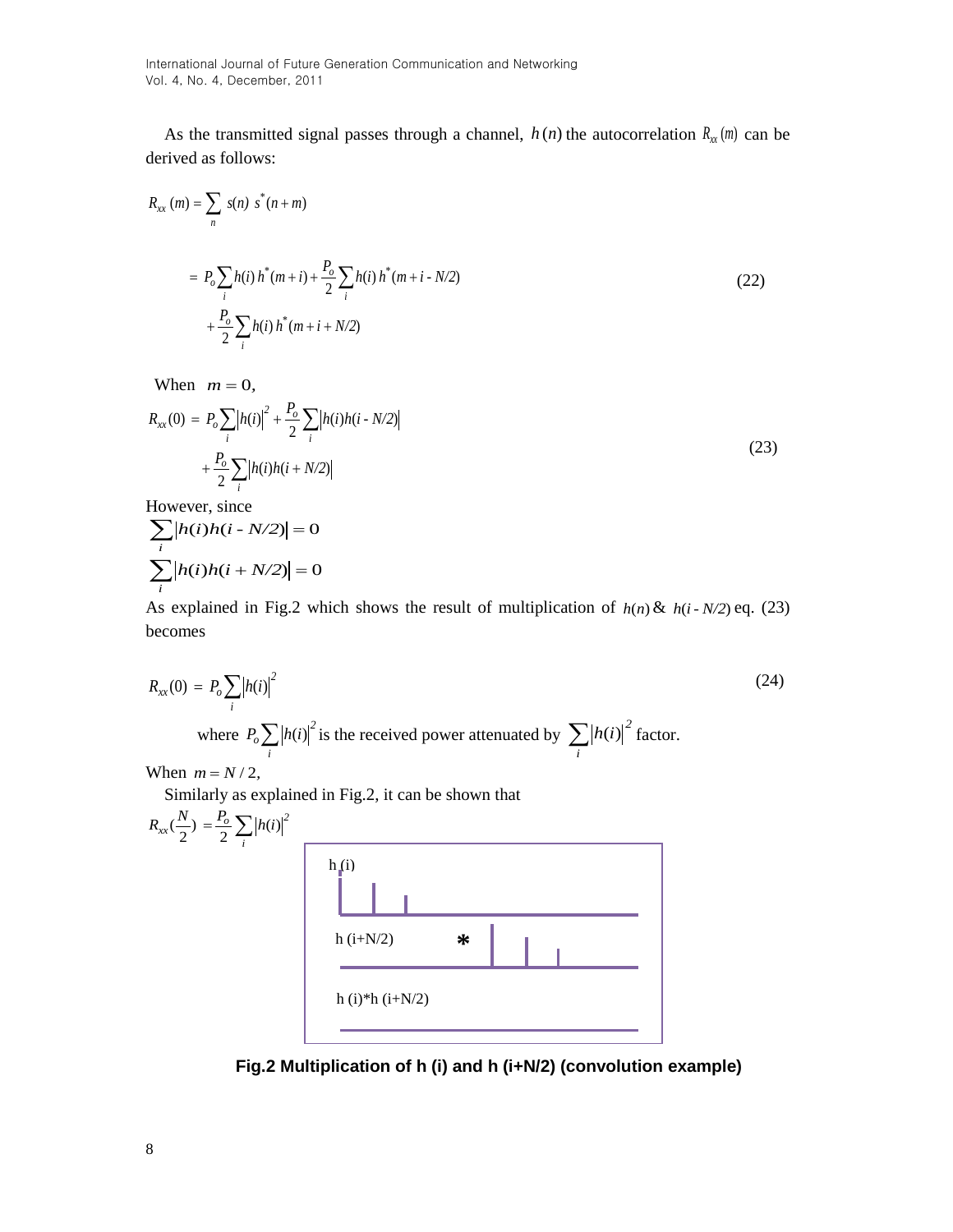As the transmitted signal passes through a channel, $h(n)$ the autocorrelation $R_{xx}(m)$ can be derived as follows:

$$
\begin{aligned}
R_{xx}(m) &= \sum_{n} s(n)\, s^*(n+m) \\
&= P_o \sum_i h(i)\, h^*(m+i) + \frac{P_o}{2} \sum_i h(i)\, h^*(m+i - N/2) \\
&\quad + \frac{P_o}{2} \sum_i h(i)\, h^*(m+i+N/2)
\end{aligned}
\tag{22}
$$

When $m = 0$,

$$
\begin{aligned}
R_{xx}(0) &= P_o \sum_i |h(i)|^2 + \frac{P_o}{2} \sum_i |h(i) h(i - N/2)| \\
&\quad + \frac{P_o}{2} \sum_i |h(i) h(i+N/2)|
\end{aligned}
\tag{23}
$$

However, since

$$\sum_i |h(i) h(i - N/2)| = 0$$

$$\sum_i |h(i) h(i + N/2)| = 0$$

As explained in Fig.2 which shows the result of multiplication of $h(n)$ & $h(i - N/2)$ eq. (23) becomes

$$R_{xx}(0) = P_o \sum_i |h(i)|^2 \tag{24}$$

where $P_o \sum_i |h(i)|^2$ is the received power attenuated by $\sum_i |h(i)|^2$ factor.

When $m = N/2$,

Similarly as explained in Fig.2, it can be shown that

$$R_{xx}\left(\frac{N}{2}\right) = \frac{P_o}{2} \sum_i |h(i)|^2$$

h (i)

h (i+N/2) *

h (i)*h (i+N/2)

**Fig.2 Multiplication of h (i) and h (i+N/2) (convolution example)**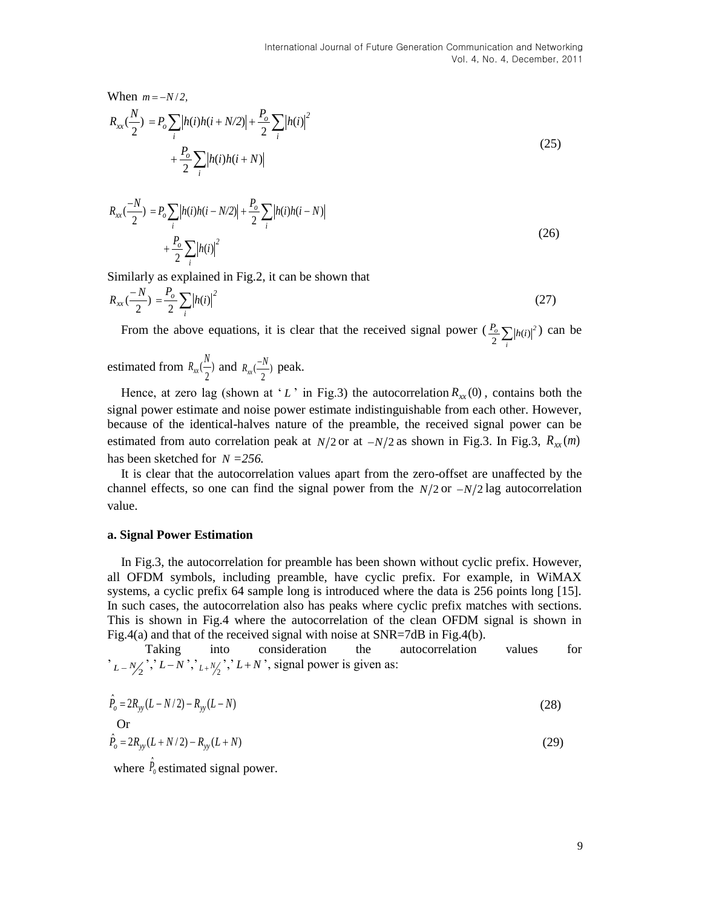When $m = -N/2$,

$$R_{xx}(\frac{N}{2}) = P_o \sum_i |h(i)h(i+N/2)| + \frac{P_o}{2} \sum_i |h(i)|^2 + \frac{P_o}{2} \sum_i |h(i)h(i+N)| \tag{25}$$

$$R_{xx}(\frac{-N}{2}) = P_o \sum_i |h(i)h(i-N/2)| + \frac{P_o}{2} \sum_i |h(i)h(i-N)| + \frac{P_o}{2} \sum_i |h(i)|^2 \tag{26}$$

Similarly as explained in Fig.2, it can be shown that

$$R_{xx}(\frac{-N}{2}) = \frac{P_o}{2} \sum_i |h(i)|^2 \tag{27}$$

From the above equations, it is clear that the received signal power ($\frac{P_o}{2} \sum_i |h(i)|^2$) can be estimated from $R_{xx}(\frac{N}{2})$ and $R_{xx}(\frac{-N}{2})$ peak.

Hence, at zero lag (shown at '$L$' in Fig.3) the autocorrelation $R_{xx}(0)$, contains both the signal power estimate and noise power estimate indistinguishable from each other. However, because of the identical-halves nature of the preamble, the received signal power can be estimated from auto correlation peak at $N/2$ or at $-N/2$ as shown in Fig.3. In Fig.3, $R_{xx}(m)$ has been sketched for $N = 256$.

It is clear that the autocorrelation values apart from the zero-offset are unaffected by the channel effects, so one can find the signal power from the $N/2$ or $-N/2$ lag autocorrelation value.

**a. Signal Power Estimation**

In Fig.3, the autocorrelation for preamble has been shown without cyclic prefix. However, all OFDM symbols, including preamble, have cyclic prefix. For example, in WiMAX systems, a cyclic prefix 64 sample long is introduced where the data is 256 points long [15]. In such cases, the autocorrelation also has peaks where cyclic prefix matches with sections. This is shown in Fig.4 where the autocorrelation of the clean OFDM signal is shown in Fig.4(a) and that of the received signal with noise at SNR=7dB in Fig.4(b).

Taking into consideration the autocorrelation values for '$L - N/2$', '$L - N$', '$L + N/2$', '$L + N$', signal power is given as:

$$\hat{P}_o = 2R_{yy}(L - N/2) - R_{yy}(L - N) \tag{28}$$

Or

$$\hat{P}_o = 2R_{yy}(L + N/2) - R_{yy}(L + N) \tag{29}$$

where $\hat{P}_0$ estimated signal power.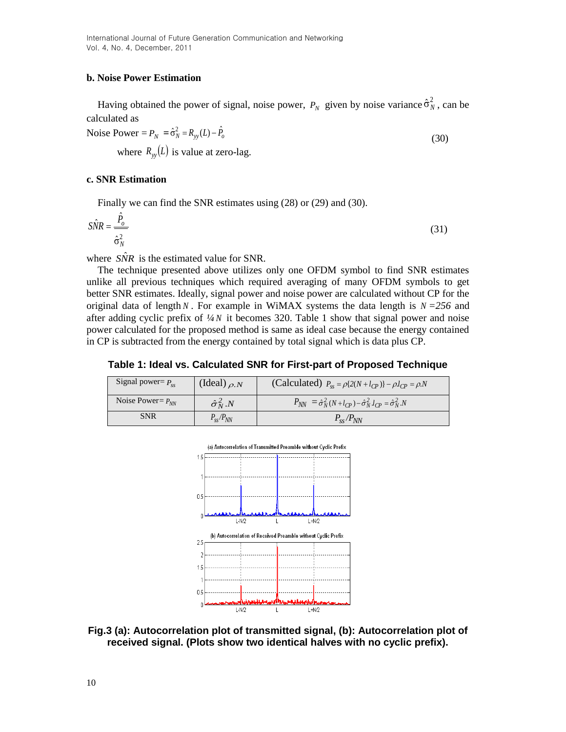### b. Noise Power Estimation

Having obtained the power of signal, noise power, $P_N$ given by noise variance $\hat{\sigma}_N^2$, can be calculated as

$$\text{Noise Power} = P_N = \hat{\sigma}_N^2 = R_{yy}(L) - \hat{P}_o \tag{30}$$

where $R_{yy}(L)$ is value at zero-lag.

### c. SNR Estimation

Finally we can find the SNR estimates using (28) or (29) and (30).

$$\hat{SNR} = \frac{\hat{P}_o}{\hat{\sigma}_N^2} \tag{31}$$

where $\hat{SNR}$ is the estimated value for SNR.

The technique presented above utilizes only one OFDM symbol to find SNR estimates unlike all previous techniques which required averaging of many OFDM symbols to get better SNR estimates. Ideally, signal power and noise power are calculated without CP for the original data of length $N$. For example in WiMAX systems the data length is $N = 256$ and after adding cyclic prefix of $\frac{1}{4}N$ it becomes 320. Table 1 show that signal power and noise power calculated for the proposed method is same as ideal case because the energy contained in CP is subtracted from the energy contained by total signal which is data plus CP.

**Table 1: Ideal vs. Calculated SNR for First-part of Proposed Technique**

| | | |
|---|---|---|
| Signal power= $P_{ss}$ | (Ideal) $\rho.N$ | (Calculated) $P_{ss} = \rho\{2(N + l_{CP})\} - \rho l_{CP} = \rho.N$ |
| Noise Power= $P_{NN}$ | $\hat{\sigma}_N^2.N$ | $P_{NN} = \hat{\sigma}_N^2(N + l_{CP}) - \hat{\sigma}_N^2.l_{CP} = \hat{\sigma}_N^2.N$ |
| SNR | $P_{ss}/P_{NN}$ | $P_{ss}/P_{NN}$ |

(a) Autocorrelation of Transmitted Preamble without Cyclic Prefix

1.5
1
0.5
0
L-N/2
L
L+N/2

(b) Autocorrelation of Received Preamble without Cyclic Prefix

2.5
2
1.5
1
0.5
0
L-N/2
L
L+N/2

**Fig.3 (a): Autocorrelation plot of transmitted signal, (b): Autocorrelation plot of received signal. (Plots show two identical halves with no cyclic prefix).**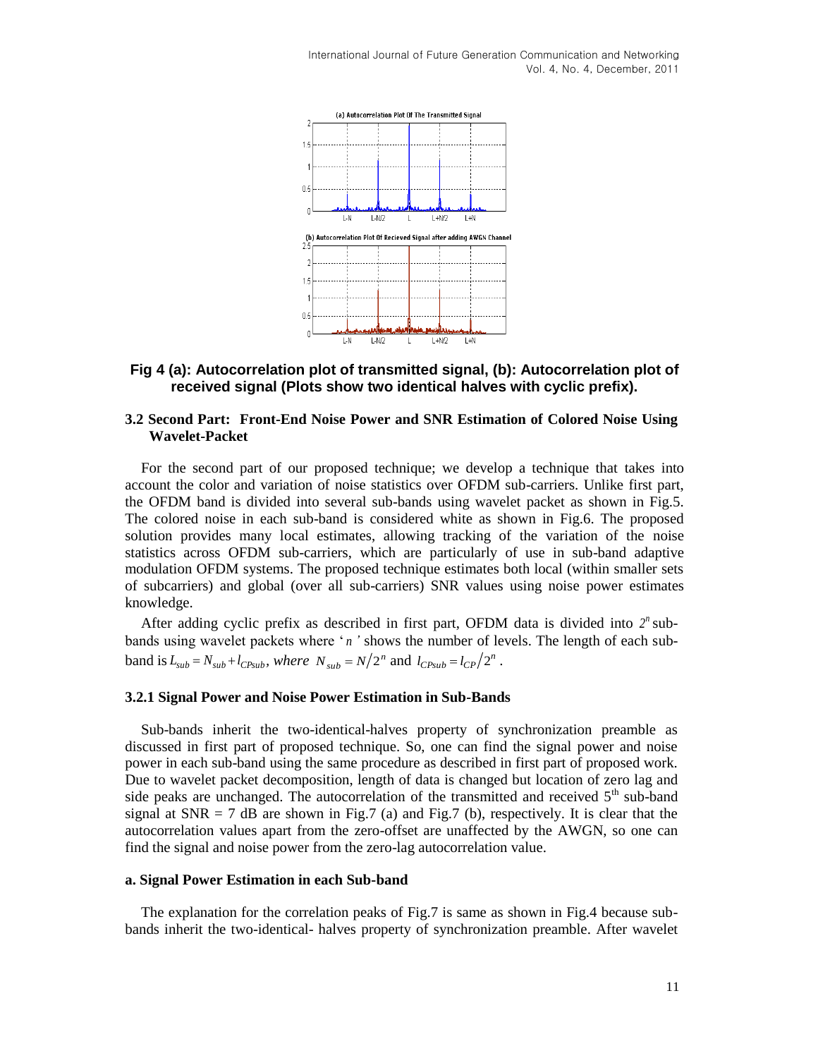(a) Autocorrelation Plot Of The Transmitted Signal

2
1.5
1
0.5
0
L-N L-N/2 L L+N/2 L+N

(b) Autocorrelation Plot Of Recieved Signal after adding AWGN Channel

2.5
2
1.5
1
0.5
0
L-N L-N/2 L L+N/2 L+N

**Fig 4 (a): Autocorrelation plot of transmitted signal, (b): Autocorrelation plot of received signal (Plots show two identical halves with cyclic prefix).**

### 3.2 Second Part: Front-End Noise Power and SNR Estimation of Colored Noise Using Wavelet-Packet

For the second part of our proposed technique; we develop a technique that takes into account the color and variation of noise statistics over OFDM sub-carriers. Unlike first part, the OFDM band is divided into several sub-bands using wavelet packet as shown in Fig.5. The colored noise in each sub-band is considered white as shown in Fig.6. The proposed solution provides many local estimates, allowing tracking of the variation of the noise statistics across OFDM sub-carriers, which are particularly of use in sub-band adaptive modulation OFDM systems. The proposed technique estimates both local (within smaller sets of subcarriers) and global (over all sub-carriers) SNR values using noise power estimates knowledge.

After adding cyclic prefix as described in first part, OFDM data is divided into $2^n$ sub-bands using wavelet packets where '$n$' shows the number of levels. The length of each sub-band is $L_{sub} = N_{sub} + l_{CPsub}$, *where* $N_{sub} = N/2^n$ and $l_{CPsub} = l_{CP}/2^n$.

#### 3.2.1 Signal Power and Noise Power Estimation in Sub-Bands

Sub-bands inherit the two-identical-halves property of synchronization preamble as discussed in first part of proposed technique. So, one can find the signal power and noise power in each sub-band using the same procedure as described in first part of proposed work. Due to wavelet packet decomposition, length of data is changed but location of zero lag and side peaks are unchanged. The autocorrelation of the transmitted and received 5[th] sub-band signal at SNR = 7 dB are shown in Fig.7 (a) and Fig.7 (b), respectively. It is clear that the autocorrelation values apart from the zero-offset are unaffected by the AWGN, so one can find the signal and noise power from the zero-lag autocorrelation value.

#### a. Signal Power Estimation in each Sub-band

The explanation for the correlation peaks of Fig.7 is same as shown in Fig.4 because sub-bands inherit the two-identical- halves property of synchronization preamble. After wavelet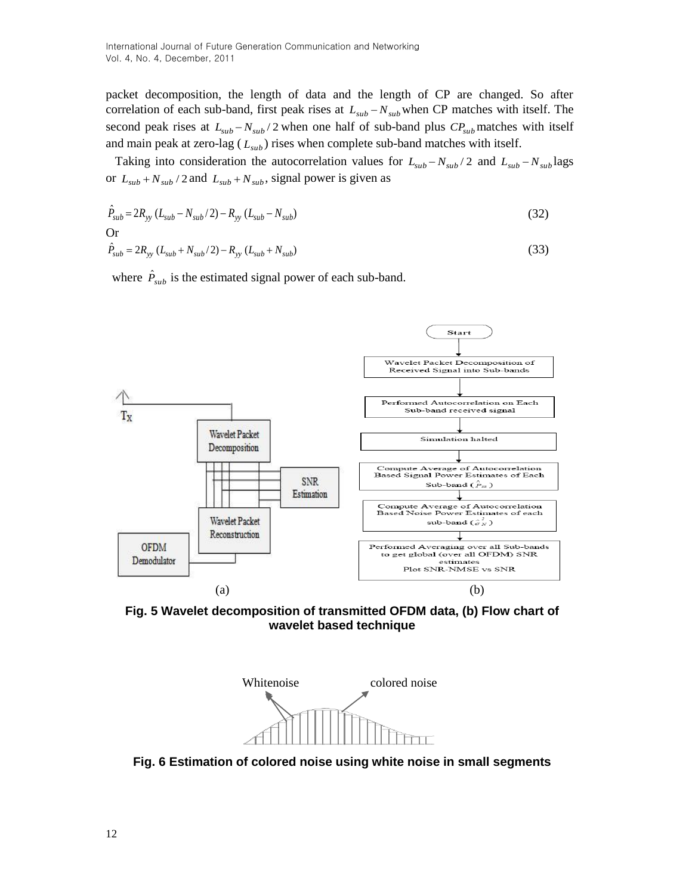packet decomposition, the length of data and the length of CP are changed. So after correlation of each sub-band, first peak rises at $L_{sub} - N_{sub}$ when CP matches with itself. The second peak rises at $L_{sub} - N_{sub}/2$ when one half of sub-band plus $CP_{sub}$ matches with itself and main peak at zero-lag ($L_{sub}$) rises when complete sub-band matches with itself.

Taking into consideration the autocorrelation values for $L_{sub} - N_{sub}/2$ and $L_{sub} - N_{sub}$ lags or $L_{sub} + N_{sub}/2$ and $L_{sub} + N_{sub}$, signal power is given as

$$\hat{P}_{sub} = 2R_{yy}(L_{sub} - N_{sub}/2) - R_{yy}(L_{sub} - N_{sub}) \tag{32}$$

Or

$$\hat{P}_{sub} = 2R_{yy}(L_{sub} + N_{sub}/2) - R_{yy}(L_{sub} + N_{sub}) \tag{33}$$

where $\hat{P}_{sub}$ is the estimated signal power of each sub-band.

Tx

Wavelet Packet Decomposition

SNR Estimation

Wavelet Packet Reconstruction

OFDM Demodulator

Start

Wavelet Packet Decomposition of Received Signal into Sub-bands

Performed Autocorrelation on Each Sub-band received signal

Simulation halted

Compute Average of Autocorrelation Based Signal Power Estimates of Each Sub-band ($\hat{P}_{ss}$)

Compute Average of Autocorrelation Based Noise Power Estimates of each sub-band ($\hat{\sigma}_N^2$)

Performed Averaging over all Sub-bands to get global (over all OFDM) SNR estimates Plot SNR-NMSE vs SNR

(a) (b)

**Fig. 5 Wavelet decomposition of transmitted OFDM data, (b) Flow chart of wavelet based technique**

Whitenoise colored noise

**Fig. 6 Estimation of colored noise using white noise in small segments**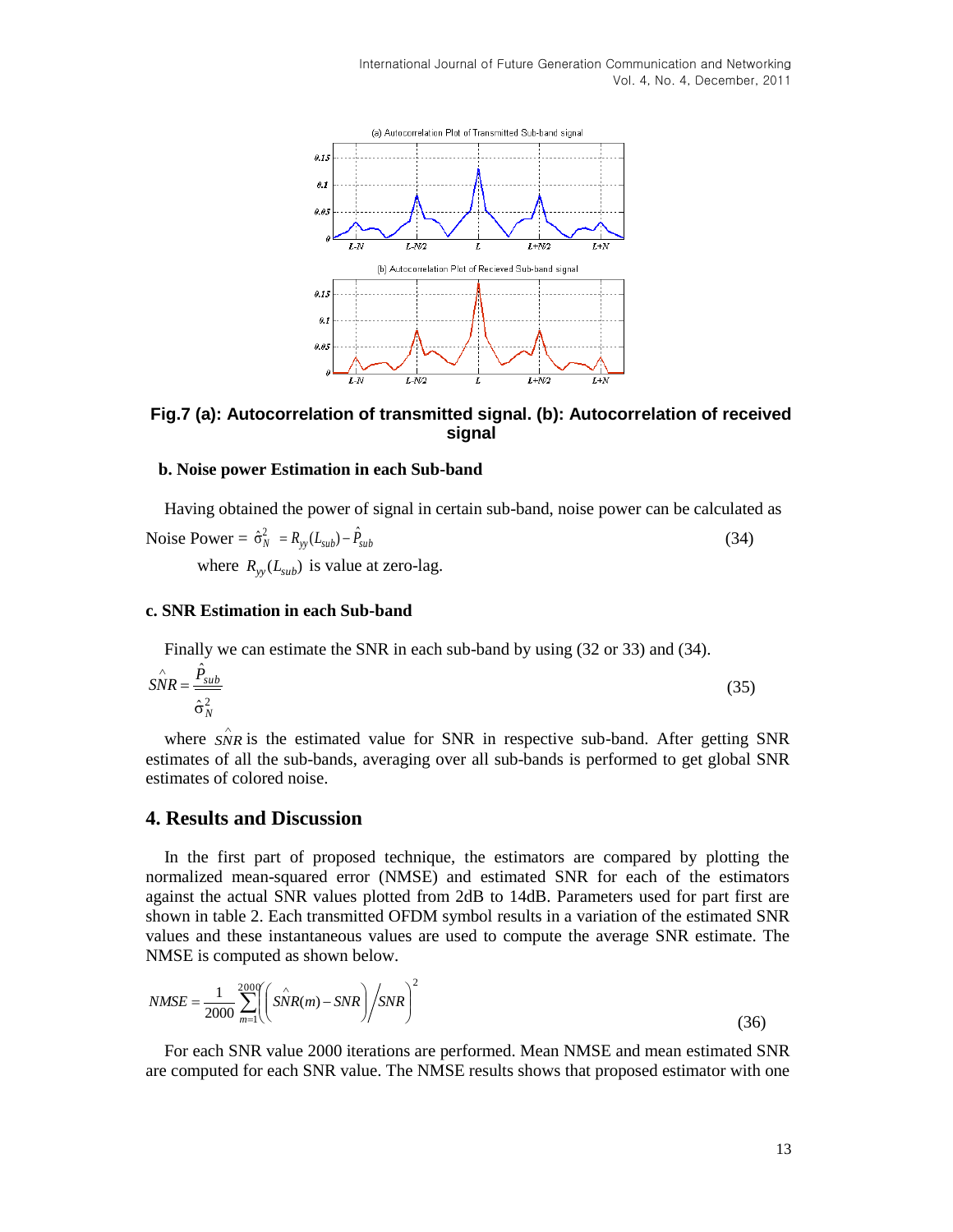(a) Autocorrelation Plot of Transmitted Sub-band signal

0.15
0.1
0.05
0
L-N
L-N/2
L
L+N/2
L+N

(b) Autocorrelation Plot of Recieved Sub-band signal

0.15
0.1
0.05
0
L-N
L-N/2
L
L+N/2
L+N

**Fig.7 (a): Autocorrelation of transmitted signal. (b): Autocorrelation of received signal**

### b. Noise power Estimation in each Sub-band

Having obtained the power of signal in certain sub-band, noise power can be calculated as

$$\text{Noise Power} = \hat{\sigma}_N^2 = R_{yy}(L_{sub}) - \hat{P}_{sub} \tag{34}$$

where $R_{yy}(L_{sub})$ is value at zero-lag.

### c. SNR Estimation in each Sub-band

Finally we can estimate the SNR in each sub-band by using (32 or 33) and (34).

$$\hat{SNR} = \frac{\hat{P}_{sub}}{\hat{\sigma}_N^2} \tag{35}$$

where $\hat{SNR}$ is the estimated value for SNR in respective sub-band. After getting SNR estimates of all the sub-bands, averaging over all sub-bands is performed to get global SNR estimates of colored noise.

## 4. Results and Discussion

In the first part of proposed technique, the estimators are compared by plotting the normalized mean-squared error (NMSE) and estimated SNR for each of the estimators against the actual SNR values plotted from 2dB to 14dB. Parameters used for part first are shown in table 2. Each transmitted OFDM symbol results in a variation of the estimated SNR values and these instantaneous values are used to compute the average SNR estimate. The NMSE is computed as shown below.

$$NMSE = \frac{1}{2000}\sum_{m=1}^{2000}\left(\left(\hat{SNR}(m) - SNR\right)\Big/SNR\right)^2 \tag{36}$$

For each SNR value 2000 iterations are performed. Mean NMSE and mean estimated SNR are computed for each SNR value. The NMSE results shows that proposed estimator with one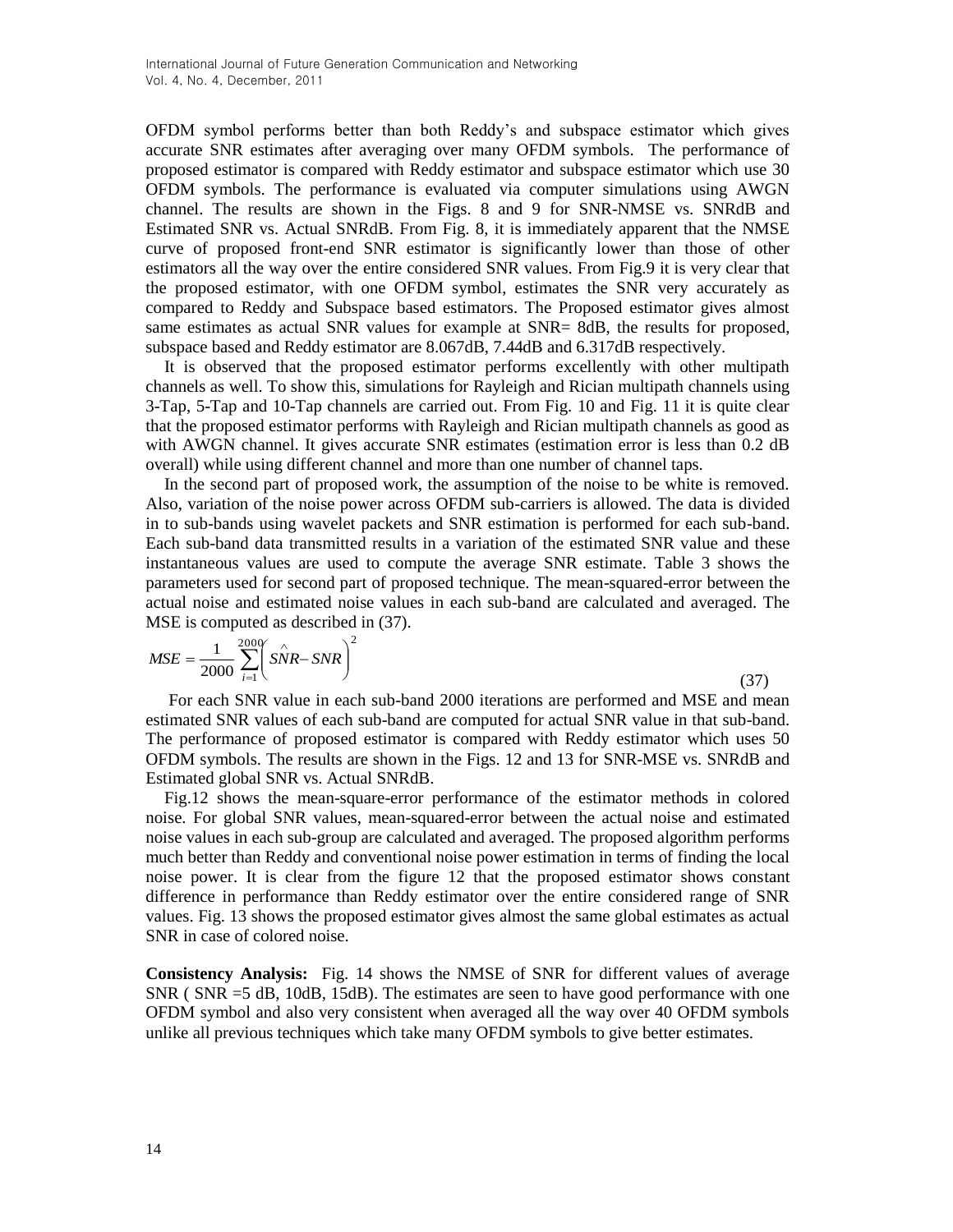OFDM symbol performs better than both Reddy's and subspace estimator which gives accurate SNR estimates after averaging over many OFDM symbols. The performance of proposed estimator is compared with Reddy estimator and subspace estimator which use 30 OFDM symbols. The performance is evaluated via computer simulations using AWGN channel. The results are shown in the Figs. 8 and 9 for SNR-NMSE vs. SNRdB and Estimated SNR vs. Actual SNRdB. From Fig. 8, it is immediately apparent that the NMSE curve of proposed front-end SNR estimator is significantly lower than those of other estimators all the way over the entire considered SNR values. From Fig.9 it is very clear that the proposed estimator, with one OFDM symbol, estimates the SNR very accurately as compared to Reddy and Subspace based estimators. The Proposed estimator gives almost same estimates as actual SNR values for example at SNR= 8dB, the results for proposed, subspace based and Reddy estimator are 8.067dB, 7.44dB and 6.317dB respectively.

It is observed that the proposed estimator performs excellently with other multipath channels as well. To show this, simulations for Rayleigh and Rician multipath channels using 3-Tap, 5-Tap and 10-Tap channels are carried out. From Fig. 10 and Fig. 11 it is quite clear that the proposed estimator performs with Rayleigh and Rician multipath channels as good as with AWGN channel. It gives accurate SNR estimates (estimation error is less than 0.2 dB overall) while using different channel and more than one number of channel taps.

In the second part of proposed work, the assumption of the noise to be white is removed. Also, variation of the noise power across OFDM sub-carriers is allowed. The data is divided in to sub-bands using wavelet packets and SNR estimation is performed for each sub-band. Each sub-band data transmitted results in a variation of the estimated SNR value and these instantaneous values are used to compute the average SNR estimate. Table 3 shows the parameters used for second part of proposed technique. The mean-squared-error between the actual noise and estimated noise values in each sub-band are calculated and averaged. The MSE is computed as described in (37).

$$MSE = \frac{1}{2000} \sum_{i=1}^{2000} \left( \hat{SNR} - SNR \right)^2 \tag{37}$$

For each SNR value in each sub-band 2000 iterations are performed and MSE and mean estimated SNR values of each sub-band are computed for actual SNR value in that sub-band. The performance of proposed estimator is compared with Reddy estimator which uses 50 OFDM symbols. The results are shown in the Figs. 12 and 13 for SNR-MSE vs. SNRdB and Estimated global SNR vs. Actual SNRdB.

Fig.12 shows the mean-square-error performance of the estimator methods in colored noise. For global SNR values, mean-squared-error between the actual noise and estimated noise values in each sub-group are calculated and averaged. The proposed algorithm performs much better than Reddy and conventional noise power estimation in terms of finding the local noise power. It is clear from the figure 12 that the proposed estimator shows constant difference in performance than Reddy estimator over the entire considered range of SNR values. Fig. 13 shows the proposed estimator gives almost the same global estimates as actual SNR in case of colored noise.

**Consistency Analysis:** Fig. 14 shows the NMSE of SNR for different values of average SNR ( SNR =5 dB, 10dB, 15dB). The estimates are seen to have good performance with one OFDM symbol and also very consistent when averaged all the way over 40 OFDM symbols unlike all previous techniques which take many OFDM symbols to give better estimates.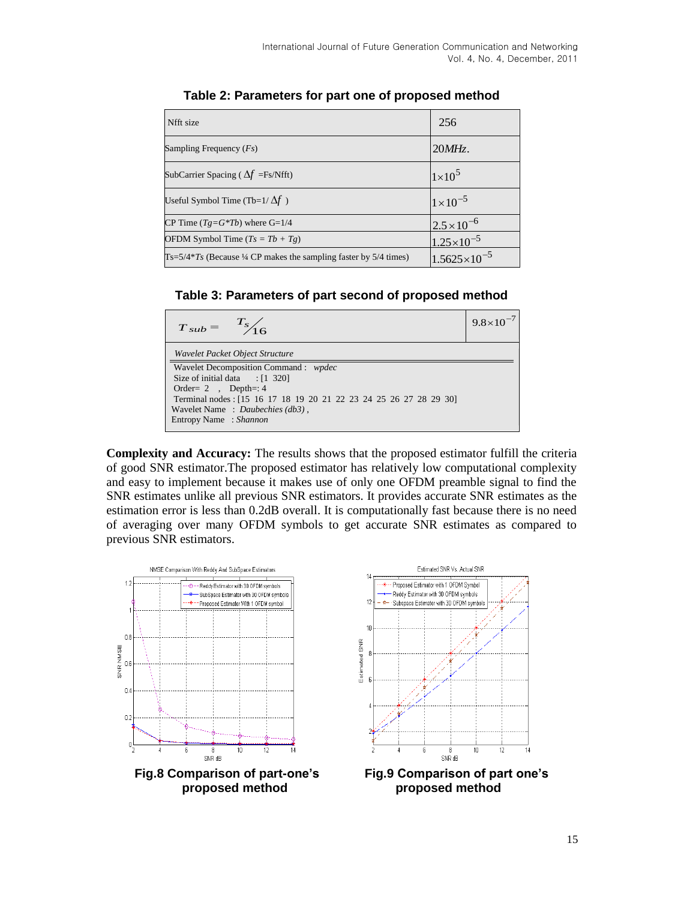**Table 2: Parameters for part one of proposed method**

| | |
|---|---|
| Nfft size | 256 |
| Sampling Frequency (*Fs*) | 20*MHz*. |
| SubCarrier Spacing ( $\Delta f$ =Fs/Nfft) | $1 \times 10^{5}$ |
| Useful Symbol Time (Tb=1/ $\Delta f$ ) | $1 \times 10^{-5}$ |
| CP Time (*Tg=G\*Tb*) where G=1/4 | $2.5 \times 10^{-6}$ |
| OFDM Symbol Time (*Ts = Tb + Tg*) | $1.25 \times 10^{-5}$ |
| Ts=5/4\**Ts* (Because ¼ CP makes the sampling faster by 5/4 times) | $1.5625 \times 10^{-5}$ |

**Table 3: Parameters of part second of proposed method**

| | |
|---|---|
| $T_{sub} = T_s / 16$ | $9.8 \times 10^{-7}$ |
| *Wavelet Packet Object Structure* | |
| Wavelet Decomposition Command : *wpdec*<br>Size of initial data : [1 320]<br>Order= 2 , Depth=: 4<br>Terminal nodes : [15 16 17 18 19 20 21 22 23 24 25 26 27 28 29 30]<br>Wavelet Name : *Daubechies (db3)* ,<br>Entropy Name : *Shannon* | |

**Complexity and Accuracy:** The results shows that the proposed estimator fulfill the criteria of good SNR estimator.The proposed estimator has relatively low computational complexity and easy to implement because it makes use of only one OFDM preamble signal to find the SNR estimates unlike all previous SNR estimators. It provides accurate SNR estimates as the estimation error is less than 0.2dB overall. It is computationally fast because there is no need of averaging over many OFDM symbols to get accurate SNR estimates as compared to previous SNR estimators.

NMSE Comparison With Reddy And SubSpace Estimators

Reddy Estimator with 30 OFDM symbols
SubSpace Estimator with 30 OFDM symbols
Proposed Estimator With 1 OFDM symbol

SNR NMSE

SNR dB

**Fig.8 Comparison of part-one's proposed method**

Estimated SNR Vs. Actual SNR

Proposed Estimator with 1 OFDM Symbol
Reddy Estimator with 30 OFDM symbols
Subspace Estimator with 30 OFDM symbols

Estimated SNR

SNR dB

**Fig.9 Comparison of part one's proposed method**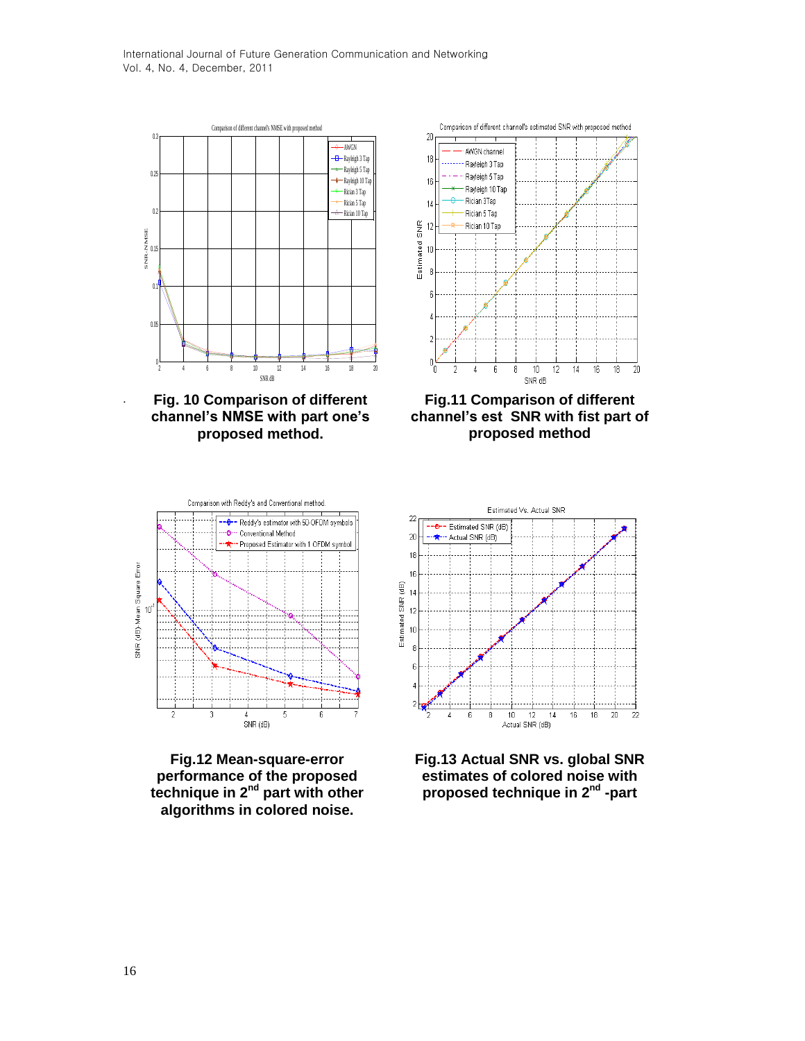Comparison of different channel's NMSE with proposed method

SNR NMSE

SNR dB

AWGN
Rayleigh 3 Tap
Rayleigh 5 Tap
Rayleigh 10 Tap
Rician 3 Tap
Rician 5 Tap
Rician 10 Tap

0.3
0.25
0.2
0.15
0.1
0.05
0

2 4 6 8 10 12 14 16 18 20

**Fig. 10 Comparison of different channel's NMSE with part one's proposed method.**

Comparison of different channel's estimated SNR with proposed method

Estimated SNR

SNR dB

AWGN channel
Rayleigh 3 Tap
Rayleigh 5 Tap
Rayleigh 10 Tap
Rician 3Tap
Rician 5 Tap
Rician 10 Tap

20
18
16
14
12
10
8
6
4
2
0

0 2 4 6 8 10 12 14 16 18 20

**Fig.11 Comparison of different channel's est SNR with fist part of proposed method**

Comparison with Reddy's and Conventional method

SNR (dB)-Mean Square Error

SNR (dB)

Reddy's estimator with 50-OFDM symbols
Conventional Method
Proposed Estimator with 1 OFDM symbol

$10^{-1}$

2 3 4 5 6 7

**Fig.12 Mean-square-error performance of the proposed technique in 2nd part with other algorithms in colored noise.**

Estimated Vs. Actual SNR

Estimated SNR (dB)

Actual SNR (dB)

Estimated SNR (dB)
Actual SNR (dB)

22
20
18
16
14
12
10
8
6
4
2

2 4 6 8 10 12 14 16 18 20 22

**Fig.13 Actual SNR vs. global SNR estimates of colored noise with proposed technique in 2nd -part**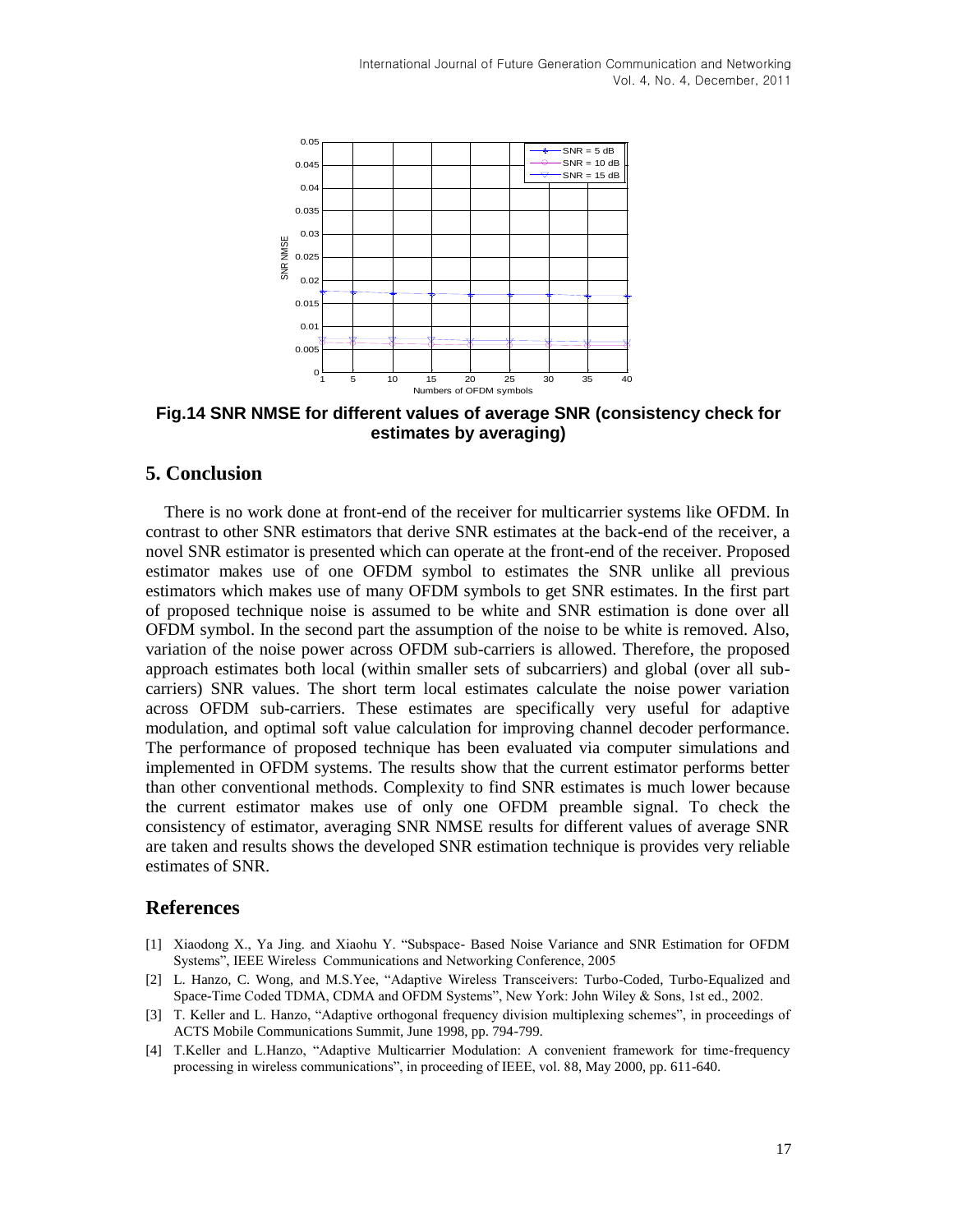0.05
0.045
0.04
0.035
0.03
0.025
0.02
0.015
0.01
0.005
0

SNR NMSE

1 5 10 15 20 25 30 35 40

Numbers of OFDM symbols

SNR = 5 dB
SNR = 10 dB
SNR = 15 dB

**Fig.14 SNR NMSE for different values of average SNR (consistency check for estimates by averaging)**

## 5. Conclusion

There is no work done at front-end of the receiver for multicarrier systems like OFDM. In contrast to other SNR estimators that derive SNR estimates at the back-end of the receiver, a novel SNR estimator is presented which can operate at the front-end of the receiver. Proposed estimator makes use of one OFDM symbol to estimates the SNR unlike all previous estimators which makes use of many OFDM symbols to get SNR estimates. In the first part of proposed technique noise is assumed to be white and SNR estimation is done over all OFDM symbol. In the second part the assumption of the noise to be white is removed. Also, variation of the noise power across OFDM sub-carriers is allowed. Therefore, the proposed approach estimates both local (within smaller sets of subcarriers) and global (over all sub-carriers) SNR values. The short term local estimates calculate the noise power variation across OFDM sub-carriers. These estimates are specifically very useful for adaptive modulation, and optimal soft value calculation for improving channel decoder performance. The performance of proposed technique has been evaluated via computer simulations and implemented in OFDM systems. The results show that the current estimator performs better than other conventional methods. Complexity to find SNR estimates is much lower because the current estimator makes use of only one OFDM preamble signal. To check the consistency of estimator, averaging SNR NMSE results for different values of average SNR are taken and results shows the developed SNR estimation technique is provides very reliable estimates of SNR.

## References

[1] Xiaodong X., Ya Jing. and Xiaohu Y. "Subspace- Based Noise Variance and SNR Estimation for OFDM Systems", IEEE Wireless Communications and Networking Conference, 2005

[2] L. Hanzo, C. Wong, and M.S.Yee, "Adaptive Wireless Transceivers: Turbo-Coded, Turbo-Equalized and Space-Time Coded TDMA, CDMA and OFDM Systems", New York: John Wiley & Sons, 1st ed., 2002.

[3] T. Keller and L. Hanzo, "Adaptive orthogonal frequency division multiplexing schemes", in proceedings of ACTS Mobile Communications Summit, June 1998, pp. 794-799.

[4] T.Keller and L.Hanzo, "Adaptive Multicarrier Modulation: A convenient framework for time-frequency processing in wireless communications", in proceeding of IEEE, vol. 88, May 2000, pp. 611-640.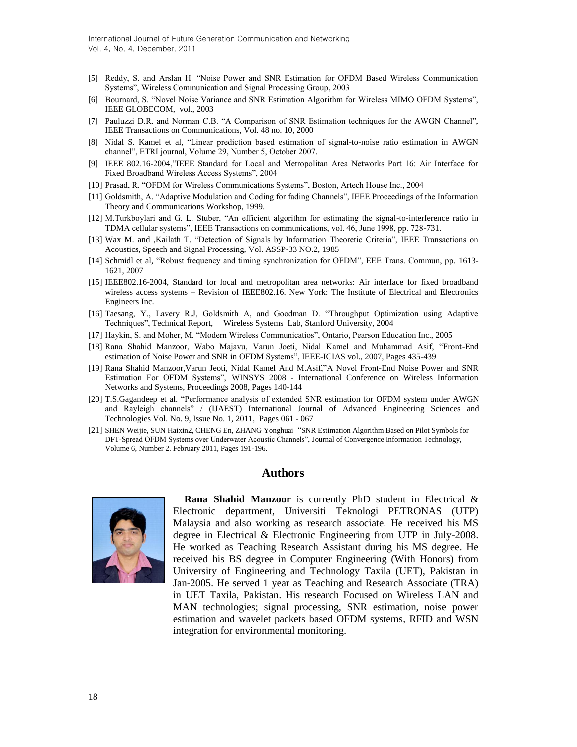[5] Reddy, S. and Arslan H. "Noise Power and SNR Estimation for OFDM Based Wireless Communication Systems", Wireless Communication and Signal Processing Group, 2003

[6] Bournard, S. "Novel Noise Variance and SNR Estimation Algorithm for Wireless MIMO OFDM Systems", IEEE GLOBECOM, vol., 2003

[7] Pauluzzi D.R. and Norman C.B. "A Comparison of SNR Estimation techniques for the AWGN Channel", IEEE Transactions on Communications, Vol. 48 no. 10, 2000

[8] Nidal S. Kamel et al, "Linear prediction based estimation of signal-to-noise ratio estimation in AWGN channel", ETRI journal, Volume 29, Number 5, October 2007.

[9] IEEE 802.16-2004,"IEEE Standard for Local and Metropolitan Area Networks Part 16: Air Interface for Fixed Broadband Wireless Access Systems", 2004

[10] Prasad, R. "OFDM for Wireless Communications Systems", Boston, Artech House Inc., 2004

[11] Goldsmith, A. "Adaptive Modulation and Coding for fading Channels", IEEE Proceedings of the Information Theory and Communications Workshop, 1999.

[12] M.Turkboylari and G. L. Stuber, "An efficient algorithm for estimating the signal-to-interference ratio in TDMA cellular systems", IEEE Transactions on communications, vol. 46, June 1998, pp. 728-731.

[13] Wax M. and ,Kailath T. "Detection of Signals by Information Theoretic Criteria", IEEE Transactions on Acoustics, Speech and Signal Processing, Vol. ASSP-33 NO.2, 1985

[14] Schmidl et al, "Robust frequency and timing synchronization for OFDM", EEE Trans. Commun, pp. 1613-1621, 2007

[15] IEEE802.16-2004, Standard for local and metropolitan area networks: Air interface for fixed broadband wireless access systems – Revision of IEEE802.16. New York: The Institute of Electrical and Electronics Engineers Inc.

[16] Taesang, Y., Lavery R.J, Goldsmith A, and Goodman D. "Throughput Optimization using Adaptive Techniques", Technical Report, Wireless Systems Lab, Stanford University, 2004

[17] Haykin, S. and Moher, M. "Modern Wireless Communicatios", Ontario, Pearson Education Inc., 2005

[18] Rana Shahid Manzoor, Wabo Majavu, Varun Joeti, Nidal Kamel and Muhammad Asif, "Front-End estimation of Noise Power and SNR in OFDM Systems", IEEE-ICIAS vol., 2007, Pages 435-439

[19] Rana Shahid Manzoor,Varun Jeoti, Nidal Kamel And M.Asif,"A Novel Front-End Noise Power and SNR Estimation For OFDM Systems", WINSYS 2008 - International Conference on Wireless Information Networks and Systems, Proceedings 2008, Pages 140-144

[20] T.S.Gagandeep et al. "Performance analysis of extended SNR estimation for OFDM system under AWGN and Rayleigh channels" / (IJAEST) International Journal of Advanced Engineering Sciences and Technologies Vol. No. 9, Issue No. 1, 2011, Pages 061 - 067

[21] SHEN Weijie, SUN Haixin2, CHENG En, ZHANG Yonghuai "SNR Estimation Algorithm Based on Pilot Symbols for DFT-Spread OFDM Systems over Underwater Acoustic Channels", Journal of Convergence Information Technology, Volume 6, Number 2. February 2011, Pages 191-196.

## Authors

**Rana Shahid Manzoor** is currently PhD student in Electrical & Electronic department, Universiti Teknologi PETRONAS (UTP) Malaysia and also working as research associate. He received his MS degree in Electrical & Electronic Engineering from UTP in July-2008. He worked as Teaching Research Assistant during his MS degree. He received his BS degree in Computer Engineering (With Honors) from University of Engineering and Technology Taxila (UET), Pakistan in Jan-2005. He served 1 year as Teaching and Research Associate (TRA) in UET Taxila, Pakistan. His research Focused on Wireless LAN and MAN technologies; signal processing, SNR estimation, noise power estimation and wavelet packets based OFDM systems, RFID and WSN integration for environmental monitoring.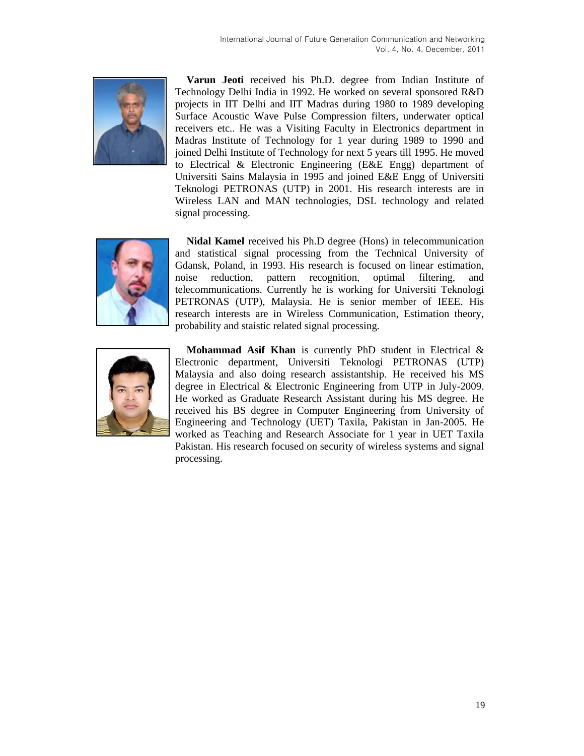**Varun Jeoti** received his Ph.D. degree from Indian Institute of Technology Delhi India in 1992. He worked on several sponsored R&D projects in IIT Delhi and IIT Madras during 1980 to 1989 developing Surface Acoustic Wave Pulse Compression filters, underwater optical receivers etc.. He was a Visiting Faculty in Electronics department in Madras Institute of Technology for 1 year during 1989 to 1990 and joined Delhi Institute of Technology for next 5 years till 1995. He moved to Electrical & Electronic Engineering (E&E Engg) department of Universiti Sains Malaysia in 1995 and joined E&E Engg of Universiti Teknologi PETRONAS (UTP) in 2001. His research interests are in Wireless LAN and MAN technologies, DSL technology and related signal processing.

**Nidal Kamel** received his Ph.D degree (Hons) in telecommunication and statistical signal processing from the Technical University of Gdansk, Poland, in 1993. His research is focused on linear estimation, noise reduction, pattern recognition, optimal filtering, and telecommunications. Currently he is working for Universiti Teknologi PETRONAS (UTP), Malaysia. He is senior member of IEEE. His research interests are in Wireless Communication, Estimation theory, probability and staistic related signal processing.

**Mohammad Asif Khan** is currently PhD student in Electrical & Electronic department, Universiti Teknologi PETRONAS (UTP) Malaysia and also doing research assistantship. He received his MS degree in Electrical & Electronic Engineering from UTP in July-2009. He worked as Graduate Research Assistant during his MS degree. He received his BS degree in Computer Engineering from University of Engineering and Technology (UET) Taxila, Pakistan in Jan-2005. He worked as Teaching and Research Associate for 1 year in UET Taxila Pakistan. His research focused on security of wireless systems and signal processing.